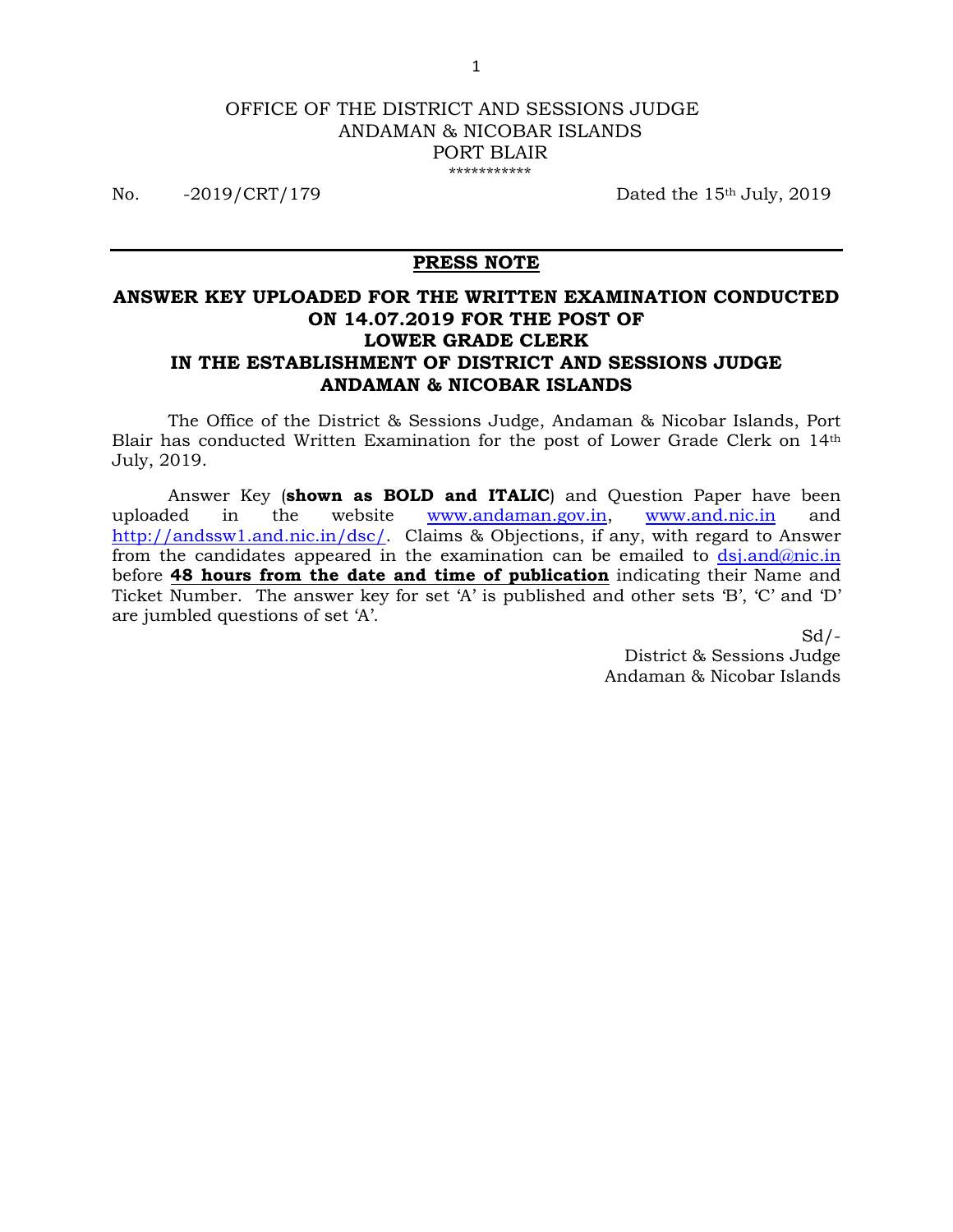OFFICE OF THE DISTRICT AND SESSIONS JUDGE
ANDAMAN & NICOBAR ISLANDS
PORT BLAIR
\*\*\*\*\*\*\*\*\*\*\*

No. -2019/CRT/179 Dated the 15th July, 2019

---

## PRESS NOTE

### ANSWER KEY UPLOADED FOR THE WRITTEN EXAMINATION CONDUCTED ON 14.07.2019 FOR THE POST OF LOWER GRADE CLERK IN THE ESTABLISHMENT OF DISTRICT AND SESSIONS JUDGE ANDAMAN & NICOBAR ISLANDS

The Office of the District & Sessions Judge, Andaman & Nicobar Islands, Port Blair has conducted Written Examination for the post of Lower Grade Clerk on 14th July, 2019.

Answer Key (**shown as BOLD and ITALIC**) and Question Paper have been uploaded in the website www.andaman.gov.in, www.and.nic.in and http://andssw1.and.nic.in/dsc/. Claims & Objections, if any, with regard to Answer from the candidates appeared in the examination can be emailed to dsj.and@nic.in before **48 hours from the date and time of publication** indicating their Name and Ticket Number. The answer key for set 'A' is published and other sets 'B', 'C' and 'D' are jumbled questions of set 'A'.

Sd/-
District & Sessions Judge
Andaman & Nicobar Islands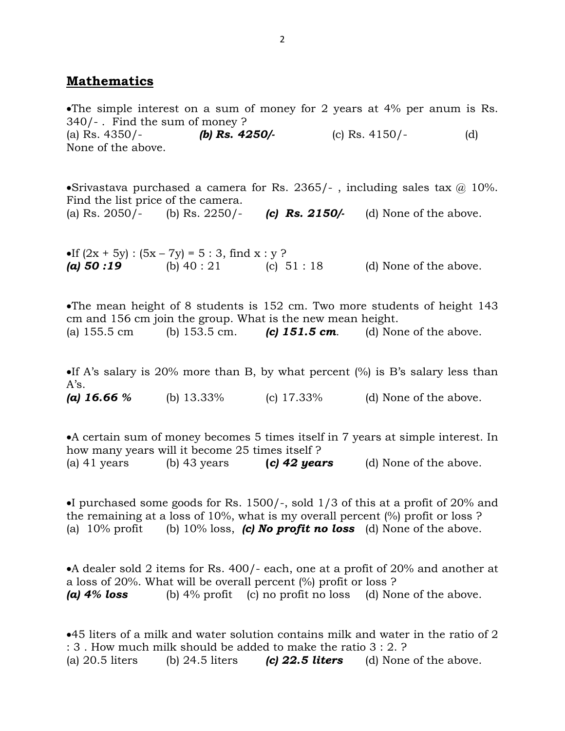## **Mathematics**

•The simple interest on a sum of money for 2 years at 4% per anum is Rs. 340/- . Find the sum of money ?
(a) Rs. 4350/- ***(b) Rs. 4250/-*** (c) Rs. 4150/- (d) None of the above.

•Srivastava purchased a camera for Rs. 2365/- , including sales tax @ 10%. Find the list price of the camera.
(a) Rs. 2050/- (b) Rs. 2250/- ***(c) Rs. 2150/-*** (d) None of the above.

•If (2x + 5y) : (5x – 7y) = 5 : 3, find x : y ?
***(a) 50 :19*** (b) 40 : 21 (c) 51 : 18 (d) None of the above.

•The mean height of 8 students is 152 cm. Two more students of height 143 cm and 156 cm join the group. What is the new mean height.
(a) 155.5 cm (b) 153.5 cm. ***(c) 151.5 cm***. (d) None of the above.

•If A's salary is 20% more than B, by what percent (%) is B's salary less than A's.
***(a) 16.66 %*** (b) 13.33% (c) 17.33% (d) None of the above.

•A certain sum of money becomes 5 times itself in 7 years at simple interest. In how many years will it become 25 times itself ?
(a) 41 years (b) 43 years ***(c) 42 years*** (d) None of the above.

•I purchased some goods for Rs. 1500/-, sold 1/3 of this at a profit of 20% and the remaining at a loss of 10%, what is my overall percent (%) profit or loss ?
(a) 10% profit (b) 10% loss, ***(c) No profit no loss*** (d) None of the above.

•A dealer sold 2 items for Rs. 400/- each, one at a profit of 20% and another at a loss of 20%. What will be overall percent (%) profit or loss ?
***(a) 4% loss*** (b) 4% profit (c) no profit no loss (d) None of the above.

•45 liters of a milk and water solution contains milk and water in the ratio of 2 : 3 . How much milk should be added to make the ratio 3 : 2. ?
(a) 20.5 liters (b) 24.5 liters ***(c) 22.5 liters*** (d) None of the above.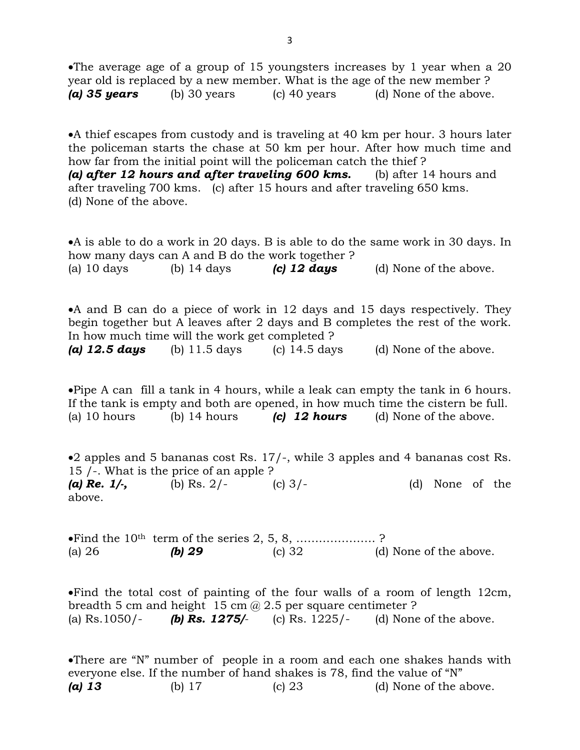•The average age of a group of 15 youngsters increases by 1 year when a 20 year old is replaced by a new member. What is the age of the new member ?
***(a) 35 years*** (b) 30 years (c) 40 years (d) None of the above.

•A thief escapes from custody and is traveling at 40 km per hour. 3 hours later the policeman starts the chase at 50 km per hour. After how much time and how far from the initial point will the policeman catch the thief ?
***(a) after 12 hours and after traveling 600 kms.*** (b) after 14 hours and after traveling 700 kms. (c) after 15 hours and after traveling 650 kms. (d) None of the above.

•A is able to do a work in 20 days. B is able to do the same work in 30 days. In how many days can A and B do the work together ?
(a) 10 days (b) 14 days ***(c) 12 days*** (d) None of the above.

•A and B can do a piece of work in 12 days and 15 days respectively. They begin together but A leaves after 2 days and B completes the rest of the work. In how much time will the work get completed ?
***(a) 12.5 days*** (b) 11.5 days (c) 14.5 days (d) None of the above.

•Pipe A can fill a tank in 4 hours, while a leak can empty the tank in 6 hours. If the tank is empty and both are opened, in how much time the cistern be full.
(a) 10 hours (b) 14 hours ***(c) 12 hours*** (d) None of the above.

•2 apples and 5 bananas cost Rs. 17/-, while 3 apples and 4 bananas cost Rs. 15 /-. What is the price of an apple ?
***(a) Re. 1/-,*** (b) Rs. 2/- (c) 3/- (d) None of the above.

•Find the 10$^{th}$ term of the series 2, 5, 8, ………………… ?
(a) 26 ***(b) 29*** (c) 32 (d) None of the above.

•Find the total cost of painting of the four walls of a room of length 12cm, breadth 5 cm and height 15 cm @ 2.5 per square centimeter ?
(a) Rs.1050/- ***(b) Rs. 1275/***- (c) Rs. 1225/- (d) None of the above.

•There are "N" number of people in a room and each one shakes hands with everyone else. If the number of hand shakes is 78, find the value of "N"
***(a) 13*** (b) 17 (c) 23 (d) None of the above.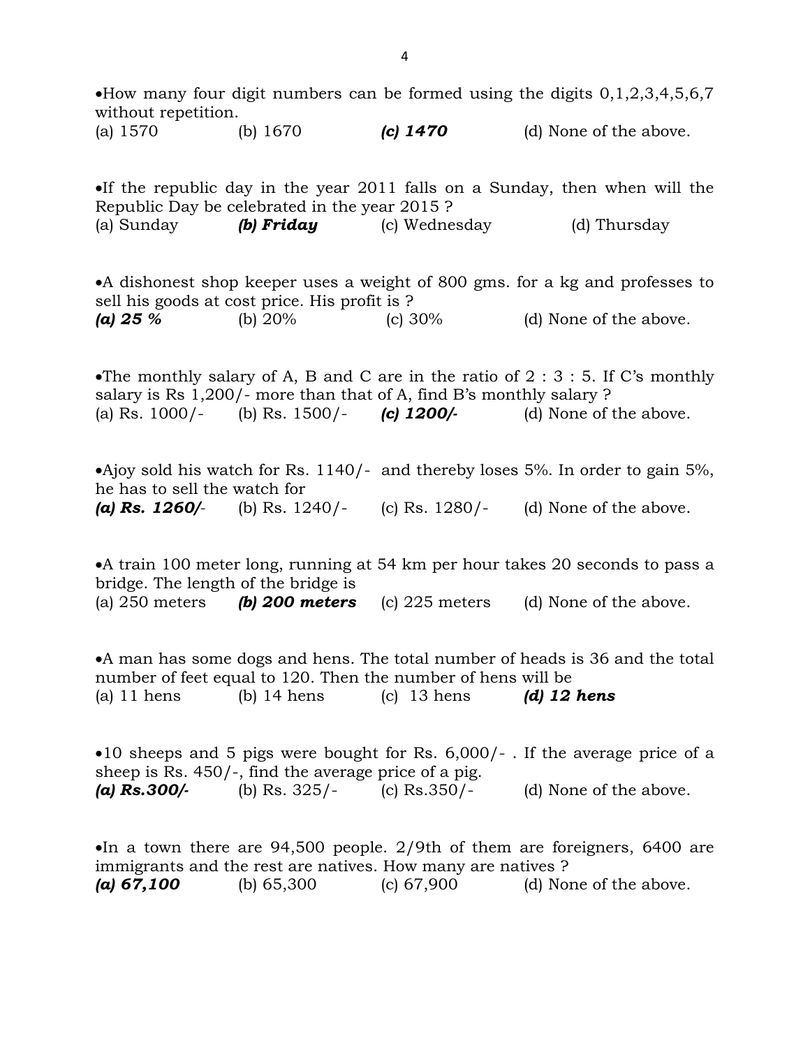•How many four digit numbers can be formed using the digits 0,1,2,3,4,5,6,7 without repetition.
(a) 1570 (b) 1670 ***(c) 1470*** (d) None of the above.

•If the republic day in the year 2011 falls on a Sunday, then when will the Republic Day be celebrated in the year 2015 ?
(a) Sunday ***(b) Friday*** (c) Wednesday (d) Thursday

•A dishonest shop keeper uses a weight of 800 gms. for a kg and professes to sell his goods at cost price. His profit is ?
***(a) 25 %*** (b) 20% (c) 30% (d) None of the above.

•The monthly salary of A, B and C are in the ratio of 2 : 3 : 5. If C's monthly salary is Rs 1,200/- more than that of A, find B's monthly salary ?
(a) Rs. 1000/- (b) Rs. 1500/- ***(c) 1200/-*** (d) None of the above.

•Ajoy sold his watch for Rs. 1140/- and thereby loses 5%. In order to gain 5%, he has to sell the watch for
***(a) Rs. 1260/***- (b) Rs. 1240/- (c) Rs. 1280/- (d) None of the above.

•A train 100 meter long, running at 54 km per hour takes 20 seconds to pass a bridge. The length of the bridge is
(a) 250 meters ***(b) 200 meters*** (c) 225 meters (d) None of the above.

•A man has some dogs and hens. The total number of heads is 36 and the total number of feet equal to 120. Then the number of hens will be
(a) 11 hens (b) 14 hens (c) 13 hens ***(d) 12 hens***

•10 sheeps and 5 pigs were bought for Rs. 6,000/- . If the average price of a sheep is Rs. 450/-, find the average price of a pig.
***(a) Rs.300/-*** (b) Rs. 325/- (c) Rs.350/- (d) None of the above.

•In a town there are 94,500 people. 2/9th of them are foreigners, 6400 are immigrants and the rest are natives. How many are natives ?
***(a) 67,100*** (b) 65,300 (c) 67,900 (d) None of the above.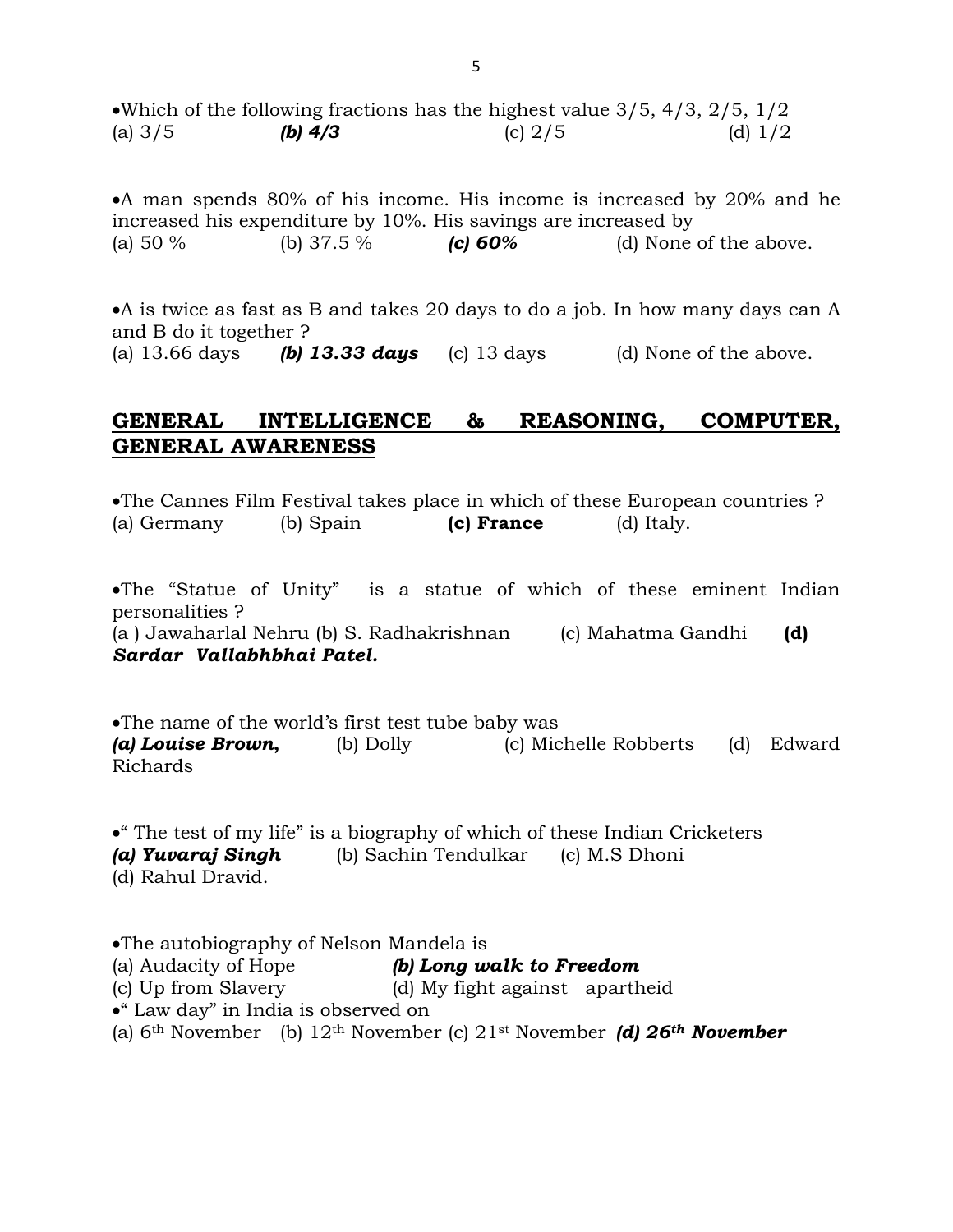•Which of the following fractions has the highest value 3/5, 4/3, 2/5, 1/2
(a) 3/5 ***(b) 4/3*** (c) 2/5 (d) 1/2

•A man spends 80% of his income. His income is increased by 20% and he increased his expenditure by 10%. His savings are increased by
(a) 50 % (b) 37.5 % ***(c) 60%*** (d) None of the above.

•A is twice as fast as B and takes 20 days to do a job. In how many days can A and B do it together ?
(a) 13.66 days ***(b) 13.33 days*** (c) 13 days (d) None of the above.

## GENERAL INTELLIGENCE & REASONING, COMPUTER, GENERAL AWARENESS

•The Cannes Film Festival takes place in which of these European countries ?
(a) Germany (b) Spain **(c) France** (d) Italy.

•The "Statue of Unity" is a statue of which of these eminent Indian personalities ?
(a ) Jawaharlal Nehru (b) S. Radhakrishnan (c) Mahatma Gandhi ***(d) Sardar Vallabhbhai Patel.***

•The name of the world's first test tube baby was
***(a) Louise Brown,*** (b) Dolly (c) Michelle Robberts (d) Edward Richards

•" The test of my life" is a biography of which of these Indian Cricketers
***(a) Yuvaraj Singh*** (b) Sachin Tendulkar (c) M.S Dhoni
(d) Rahul Dravid.

•The autobiography of Nelson Mandela is
(a) Audacity of Hope ***(b) Long walk to Freedom***
(c) Up from Slavery (d) My fight against apartheid

•" Law day" in India is observed on
(a) 6th November (b) 12th November (c) 21st November ***(d) 26th November***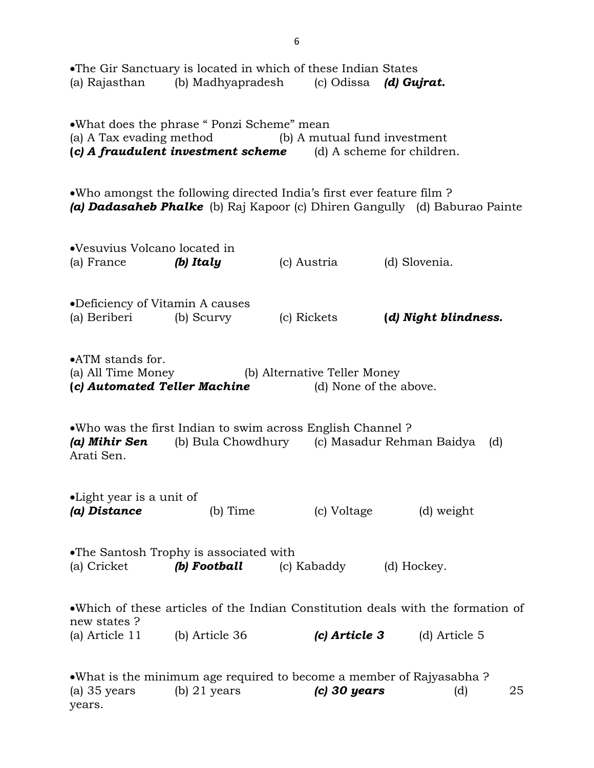•The Gir Sanctuary is located in which of these Indian States
(a) Rajasthan (b) Madhyapradesh (c) Odissa ***(d) Gujrat.***

•What does the phrase " Ponzi Scheme" mean
(a) A Tax evading method (b) A mutual fund investment
**(*c) A fraudulent investment scheme*** (d) A scheme for children.

•Who amongst the following directed India's first ever feature film ?
***(a) Dadasaheb Phalke*** (b) Raj Kapoor (c) Dhiren Gangully (d) Baburao Painte

•Vesuvius Volcano located in
(a) France ***(b) Italy*** (c) Austria (d) Slovenia.

•Deficiency of Vitamin A causes
(a) Beriberi (b) Scurvy (c) Rickets **(*d) Night blindness.***

•ATM stands for.
(a) All Time Money (b) Alternative Teller Money
**(*c) Automated Teller Machine*** (d) None of the above.

•Who was the first Indian to swim across English Channel ?
***(a) Mihir Sen*** (b) Bula Chowdhury (c) Masadur Rehman Baidya (d) Arati Sen.

•Light year is a unit of
***(a) Distance*** (b) Time (c) Voltage (d) weight

•The Santosh Trophy is associated with
(a) Cricket ***(b) Football*** (c) Kabaddy (d) Hockey.

•Which of these articles of the Indian Constitution deals with the formation of new states ?
(a) Article 11 (b) Article 36 ***(c) Article 3*** (d) Article 5

•What is the minimum age required to become a member of Rajyasabha ?
(a) 35 years (b) 21 years ***(c) 30 years*** (d) 25 years.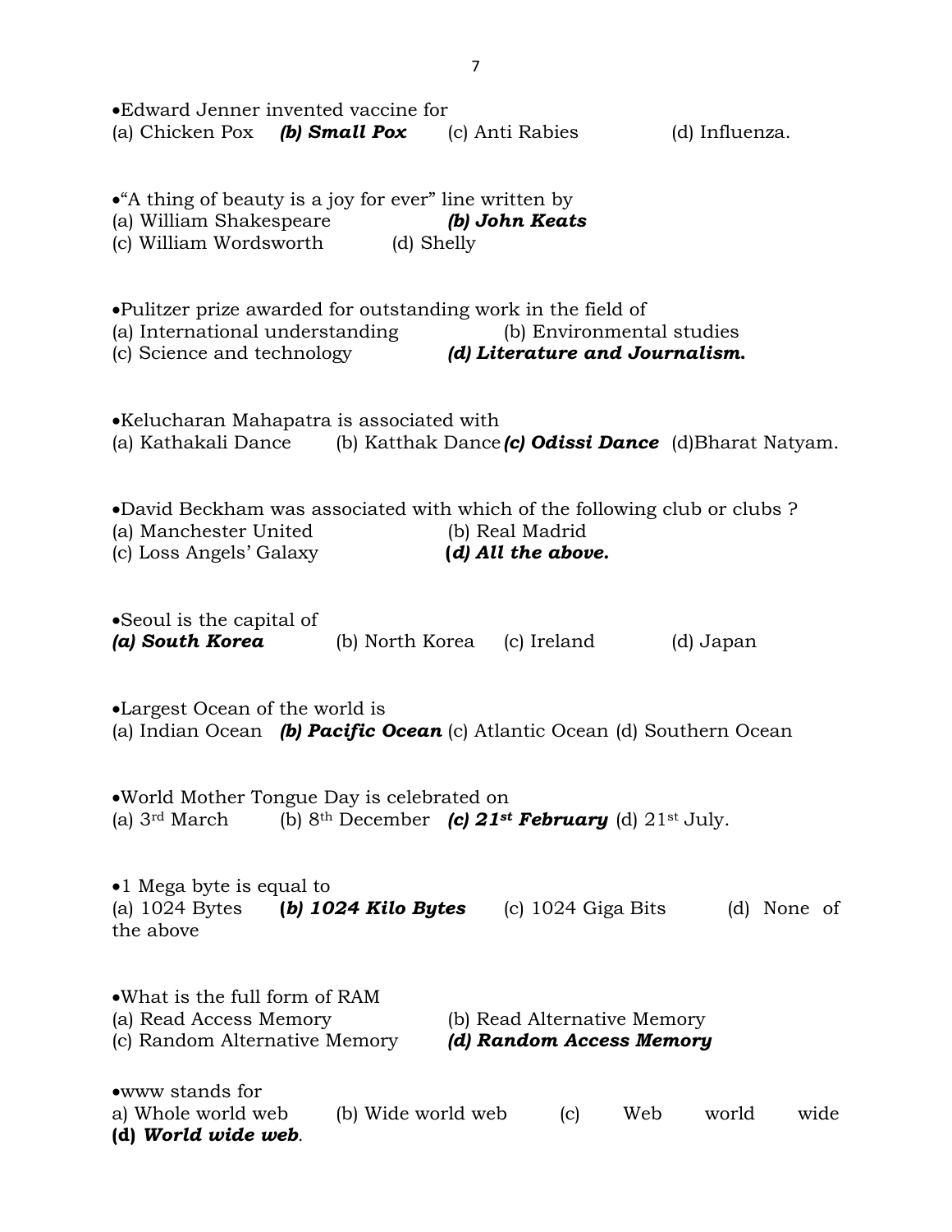•Edward Jenner invented vaccine for
(a) Chicken Pox ***(b) Small Pox*** (c) Anti Rabies (d) Influenza.

•"A thing of beauty is a joy for ever" line written by
(a) William Shakespeare ***(b) John Keats***
(c) William Wordsworth (d) Shelly

•Pulitzer prize awarded for outstanding work in the field of
(a) International understanding (b) Environmental studies
(c) Science and technology ***(d) Literature and Journalism.***

•Kelucharan Mahapatra is associated with
(a) Kathakali Dance (b) Katthak Dance ***(c) Odissi Dance*** (d)Bharat Natyam.

•David Beckham was associated with which of the following club or clubs ?
(a) Manchester United (b) Real Madrid
(c) Loss Angels' Galaxy ***(d) All the above.***

•Seoul is the capital of
***(a) South Korea*** (b) North Korea (c) Ireland (d) Japan

•Largest Ocean of the world is
(a) Indian Ocean ***(b) Pacific Ocean*** (c) Atlantic Ocean (d) Southern Ocean

•World Mother Tongue Day is celebrated on
(a) 3rd March (b) 8th December ***(c) 21st February*** (d) 21st July.

•1 Mega byte is equal to
(a) 1024 Bytes ***(b) 1024 Kilo Bytes*** (c) 1024 Giga Bits (d) None of the above

•What is the full form of RAM
(a) Read Access Memory (b) Read Alternative Memory
(c) Random Alternative Memory ***(d) Random Access Memory***

•www stands for
a) Whole world web (b) Wide world web (c) Web world wide
**(d)** ***World wide web***.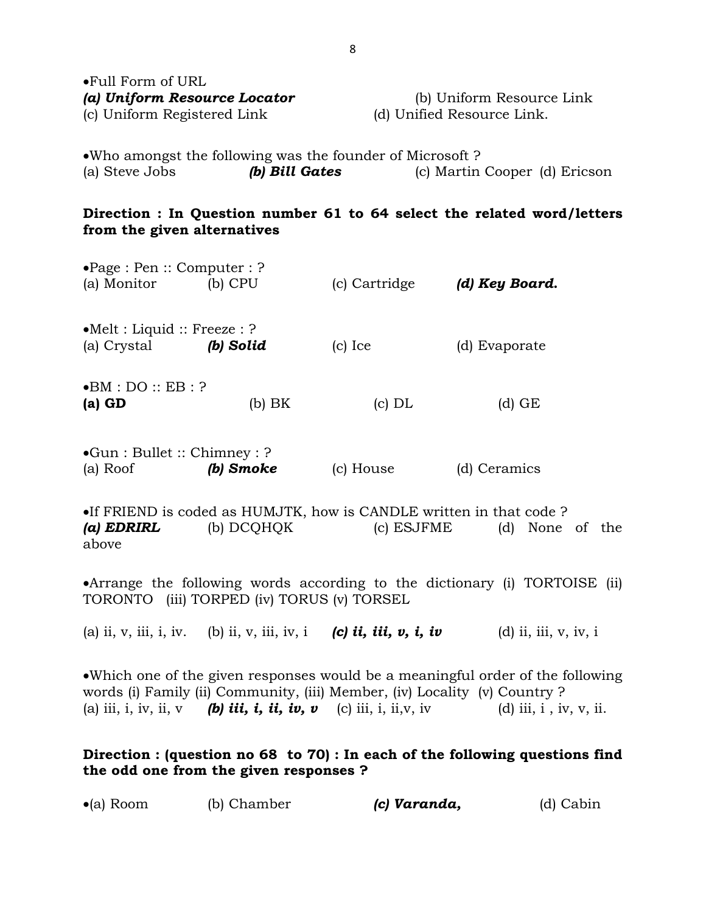•Full Form of URL

***(a) Uniform Resource Locator*** (b) Uniform Resource Link
(c) Uniform Registered Link (d) Unified Resource Link.

•Who amongst the following was the founder of Microsoft ?

(a) Steve Jobs ***(b) Bill Gates*** (c) Martin Cooper (d) Ericson

**Direction : In Question number 61 to 64 select the related word/letters from the given alternatives**

•Page : Pen :: Computer : ?

(a) Monitor (b) CPU (c) Cartridge ***(d) Key Board.***

•Melt : Liquid :: Freeze : ?

(a) Crystal ***(b) Solid*** (c) Ice (d) Evaporate

•BM : DO :: EB : ?

**(a) GD** (b) BK (c) DL (d) GE

•Gun : Bullet :: Chimney : ?

(a) Roof ***(b) Smoke*** (c) House (d) Ceramics

•If FRIEND is coded as HUMJTK, how is CANDLE written in that code ?

***(a) EDRIRL*** (b) DCQHQK (c) ESJFME (d) None of the above

•Arrange the following words according to the dictionary (i) TORTOISE (ii) TORONTO (iii) TORPED (iv) TORUS (v) TORSEL

(a) ii, v, iii, i, iv. (b) ii, v, iii, iv, i ***(c) ii, iii, v, i, iv*** (d) ii, iii, v, iv, i

•Which one of the given responses would be a meaningful order of the following words (i) Family (ii) Community, (iii) Member, (iv) Locality (v) Country ?

(a) iii, i, iv, ii, v ***(b) iii, i, ii, iv, v*** (c) iii, i, ii,v, iv (d) iii, i , iv, v, ii.

**Direction : (question no 68 to 70) : In each of the following questions find the odd one from the given responses ?**

•(a) Room (b) Chamber ***(c) Varanda,*** (d) Cabin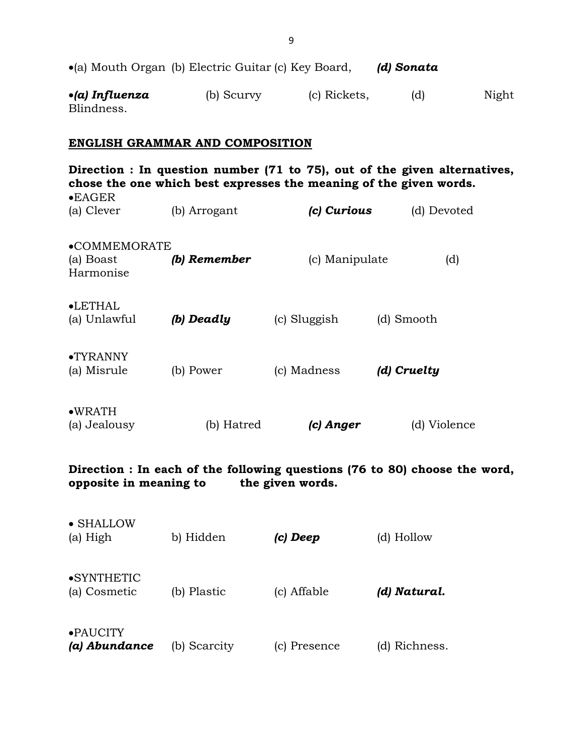- (a) Mouth Organ (b) Electric Guitar (c) Key Board, ***(d) Sonata***

- ***(a) Influenza*** (b) Scurvy (c) Rickets, (d) Night Blindness.

**ENGLISH GRAMMAR AND COMPOSITION**

**Direction : In question number (71 to 75), out of the given alternatives, chose the one which best expresses the meaning of the given words.**

- EAGER
(a) Clever (b) Arrogant ***(c) Curious*** (d) Devoted

- COMMEMORATE
(a) Boast ***(b) Remember*** (c) Manipulate (d) Harmonise

- LETHAL
(a) Unlawful ***(b) Deadly*** (c) Sluggish (d) Smooth

- TYRANNY
(a) Misrule (b) Power (c) Madness ***(d) Cruelty***

- WRATH
(a) Jealousy (b) Hatred ***(c) Anger*** (d) Violence

**Direction : In each of the following questions (76 to 80) choose the word, opposite in meaning to the given words.**

- SHALLOW
(a) High b) Hidden ***(c) Deep*** (d) Hollow

- SYNTHETIC
(a) Cosmetic (b) Plastic (c) Affable ***(d) Natural.***

- PAUCITY
***(a) Abundance*** (b) Scarcity (c) Presence (d) Richness.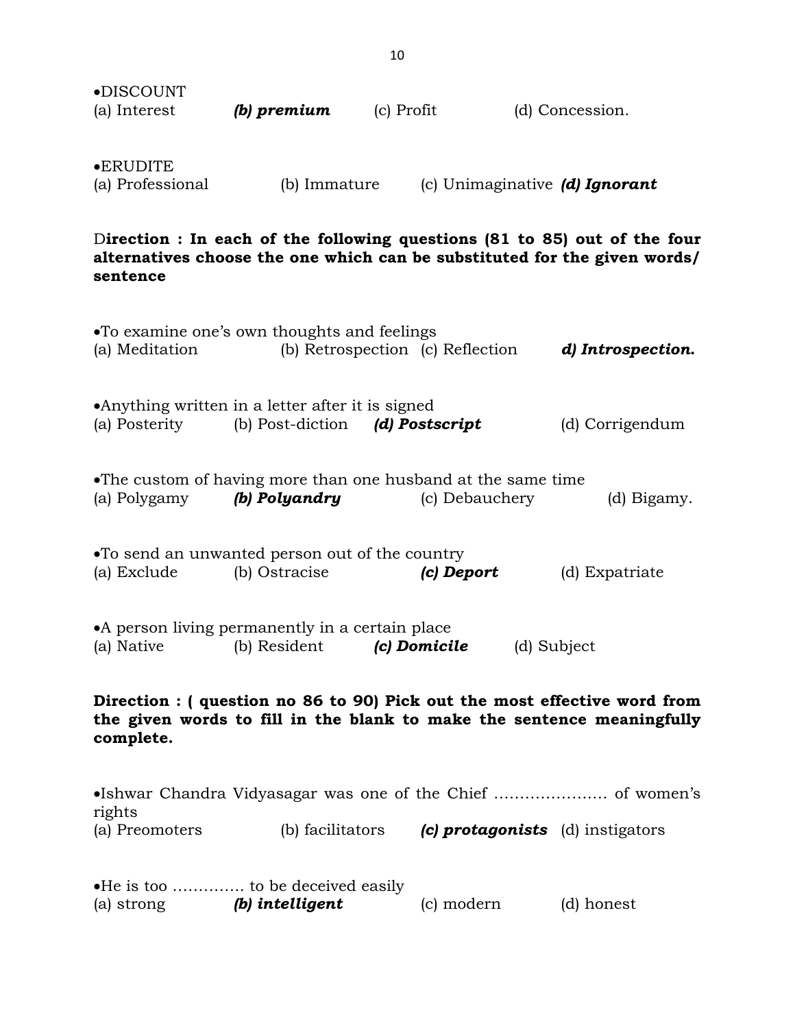•DISCOUNT
(a) Interest ***(b) premium*** (c) Profit (d) Concession.

•ERUDITE
(a) Professional (b) Immature (c) Unimaginative ***(d) Ignorant***

D**irection : In each of the following questions (81 to 85) out of the four alternatives choose the one which can be substituted for the given words/ sentence**

•To examine one's own thoughts and feelings
(a) Meditation (b) Retrospection (c) Reflection ***d) Introspection.***

•Anything written in a letter after it is signed
(a) Posterity (b) Post-diction ***(d) Postscript*** (d) Corrigendum

•The custom of having more than one husband at the same time
(a) Polygamy ***(b) Polyandry*** (c) Debauchery (d) Bigamy.

•To send an unwanted person out of the country
(a) Exclude (b) Ostracise ***(c) Deport*** (d) Expatriate

•A person living permanently in a certain place
(a) Native (b) Resident ***(c) Domicile*** (d) Subject

**Direction : ( question no 86 to 90) Pick out the most effective word from the given words to fill in the blank to make the sentence meaningfully complete.**

•Ishwar Chandra Vidyasagar was one of the Chief …………………. of women's rights
(a) Preomoters (b) facilitators ***(c) protagonists*** (d) instigators

•He is too …………. to be deceived easily
(a) strong ***(b) intelligent*** (c) modern (d) honest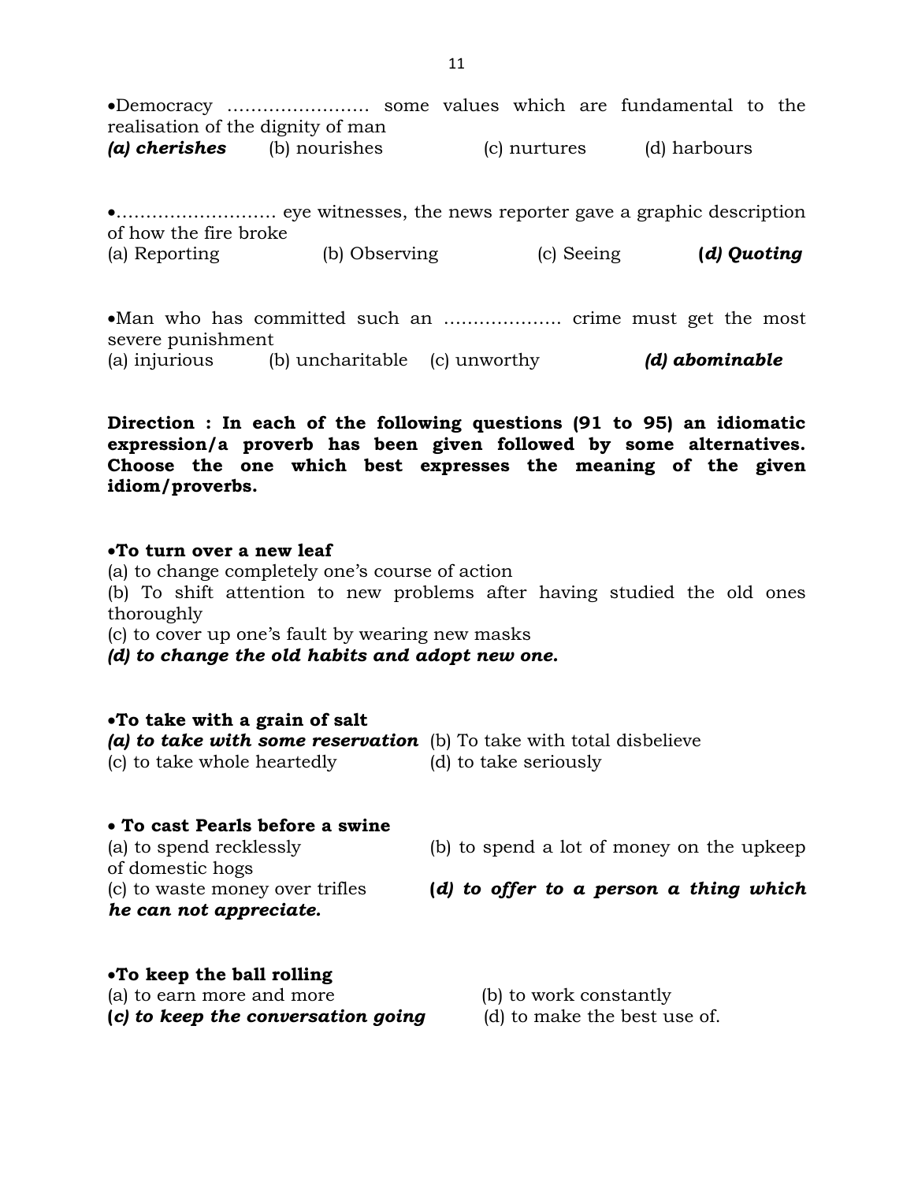•Democracy …………………… some values which are fundamental to the realisation of the dignity of man

***(a) cherishes*** (b) nourishes (c) nurtures (d) harbours

•……………………… eye witnesses, the news reporter gave a graphic description of how the fire broke

(a) Reporting (b) Observing (c) Seeing **(*d) Quoting***

•Man who has committed such an ………………. crime must get the most severe punishment

(a) injurious (b) uncharitable (c) unworthy ***(d) abominable***

**Direction : In each of the following questions (91 to 95) an idiomatic expression/a proverb has been given followed by some alternatives. Choose the one which best expresses the meaning of the given idiom/proverbs.**

•**To turn over a new leaf**

(a) to change completely one's course of action

(b) To shift attention to new problems after having studied the old ones thoroughly

(c) to cover up one's fault by wearing new masks

***(d) to change the old habits and adopt new one.***

•**To take with a grain of salt**

***(a) to take with some reservation*** (b) To take with total disbelieve

(c) to take whole heartedly (d) to take seriously

• **To cast Pearls before a swine**

(a) to spend recklessly (b) to spend a lot of money on the upkeep of domestic hogs

(c) to waste money over trifles **(*d) to offer to a person a thing which he can not appreciate.***

•**To keep the ball rolling**

(a) to earn more and more (b) to work constantly

**(*c) to keep the conversation going*** (d) to make the best use of.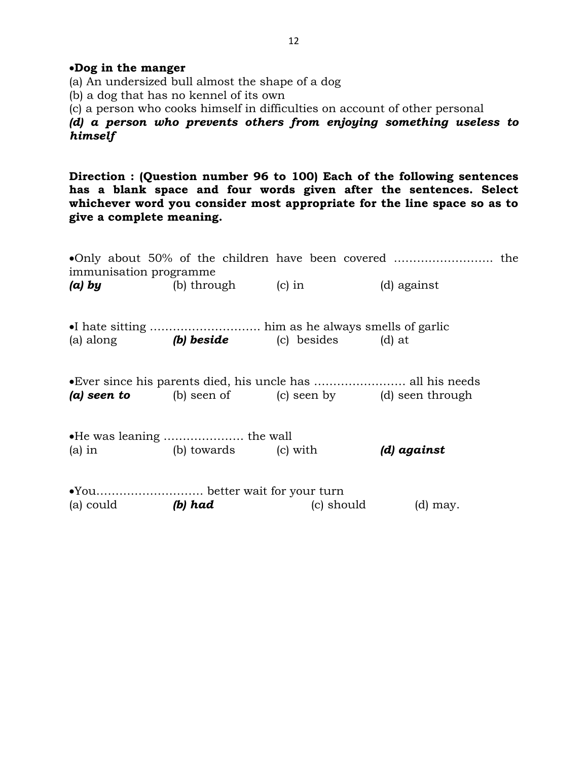- **Dog in the manger**

(a) An undersized bull almost the shape of a dog
(b) a dog that has no kennel of its own
(c) a person who cooks himself in difficulties on account of other personal
***(d) a person who prevents others from enjoying something useless to himself***

**Direction : (Question number 96 to 100) Each of the following sentences has a blank space and four words given after the sentences. Select whichever word you consider most appropriate for the line space so as to give a complete meaning.**

- Only about 50% of the children have been covered ……………………. the immunisation programme

***(a) by*** (b) through (c) in (d) against

- I hate sitting ………………………. him as he always smells of garlic

(a) along ***(b) beside*** (c) besides (d) at

- Ever since his parents died, his uncle has …………………… all his needs

***(a) seen to*** (b) seen of (c) seen by (d) seen through

- He was leaning ………………… the wall

(a) in (b) towards (c) with ***(d) against***

- You……………………… better wait for your turn

(a) could ***(b) had*** (c) should (d) may.